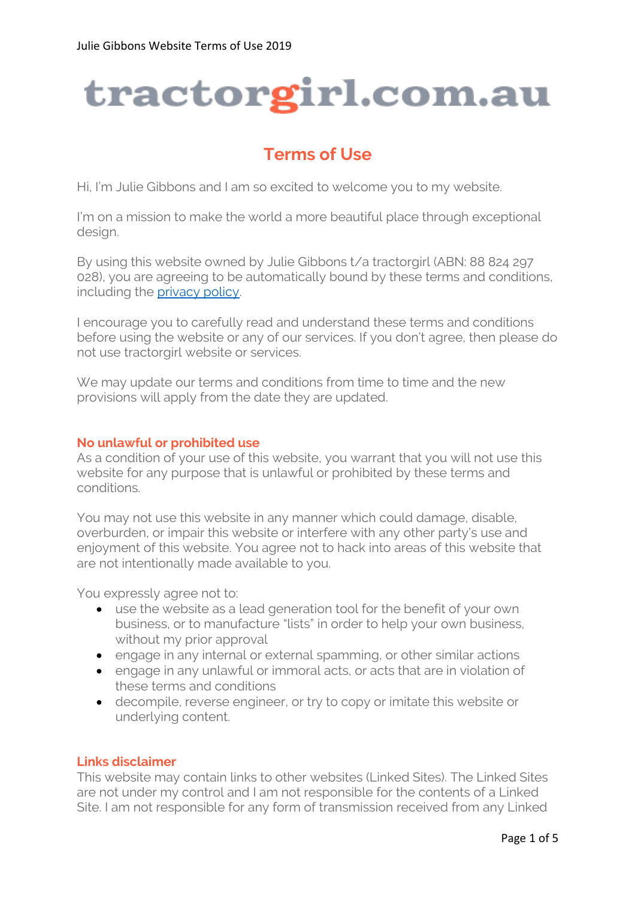# tractorgirl.com.au

## Terms of Use

Hi, I'm Julie Gibbons and I am so excited to welcome you to my website.

I'm on a mission to make the world a more beautiful place through exceptional design.

By using this website owned by Julie Gibbons t/a tractorgirl (ABN: 88 824 297 028), you are agreeing to be automatically bound by these terms and conditions, including the privacy policy.

I encourage you to carefully read and understand these terms and conditions before using the website or any of our services. If you don't agree, then please do not use tractorgirl website or services.

We may update our terms and conditions from time to time and the new provisions will apply from the date they are updated.

### No unlawful or prohibited use

As a condition of your use of this website, you warrant that you will not use this website for any purpose that is unlawful or prohibited by these terms and conditions.

You may not use this website in any manner which could damage, disable, overburden, or impair this website or interfere with any other party's use and enjoyment of this website. You agree not to hack into areas of this website that are not intentionally made available to you.

You expressly agree not to:

- use the website as a lead generation tool for the benefit of your own business, or to manufacture "lists" in order to help your own business, without my prior approval
- engage in any internal or external spamming, or other similar actions
- engage in any unlawful or immoral acts, or acts that are in violation of these terms and conditions
- decompile, reverse engineer, or try to copy or imitate this website or underlying content.

### Links disclaimer

This website may contain links to other websites (Linked Sites). The Linked Sites are not under my control and I am not responsible for the contents of a Linked Site. I am not responsible for any form of transmission received from any Linked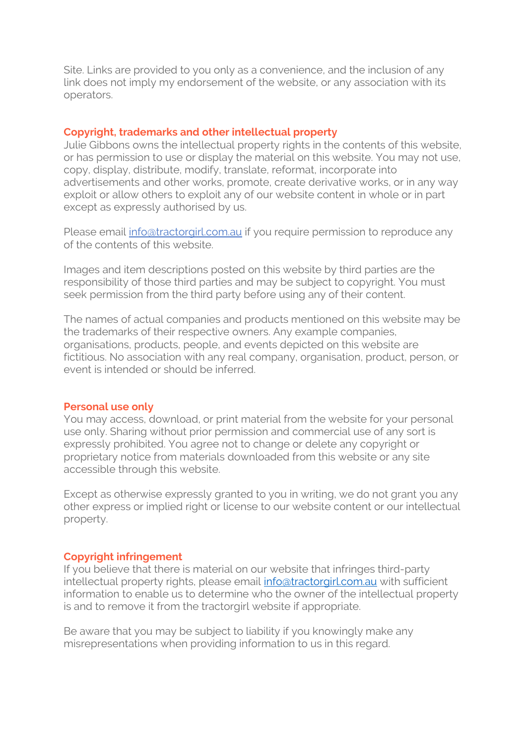Site. Links are provided to you only as a convenience, and the inclusion of any link does not imply my endorsement of the website, or any association with its operators.

## Copyright, trademarks and other intellectual property

Julie Gibbons owns the intellectual property rights in the contents of this website, or has permission to use or display the material on this website. You may not use, copy, display, distribute, modify, translate, reformat, incorporate into advertisements and other works, promote, create derivative works, or in any way exploit or allow others to exploit any of our website content in whole or in part except as expressly authorised by us.

Please email info@tractorgirl.com.au if you require permission to reproduce any of the contents of this website.

Images and item descriptions posted on this website by third parties are the responsibility of those third parties and may be subject to copyright. You must seek permission from the third party before using any of their content.

The names of actual companies and products mentioned on this website may be the trademarks of their respective owners. Any example companies, organisations, products, people, and events depicted on this website are fictitious. No association with any real company, organisation, product, person, or event is intended or should be inferred.

## Personal use only

You may access, download, or print material from the website for your personal use only. Sharing without prior permission and commercial use of any sort is expressly prohibited. You agree not to change or delete any copyright or proprietary notice from materials downloaded from this website or any site accessible through this website.

Except as otherwise expressly granted to you in writing, we do not grant you any other express or implied right or license to our website content or our intellectual property.

## Copyright infringement

If you believe that there is material on our website that infringes third-party intellectual property rights, please email info@tractorgirl.com.au with sufficient information to enable us to determine who the owner of the intellectual property is and to remove it from the tractorgirl website if appropriate.

Be aware that you may be subject to liability if you knowingly make any misrepresentations when providing information to us in this regard.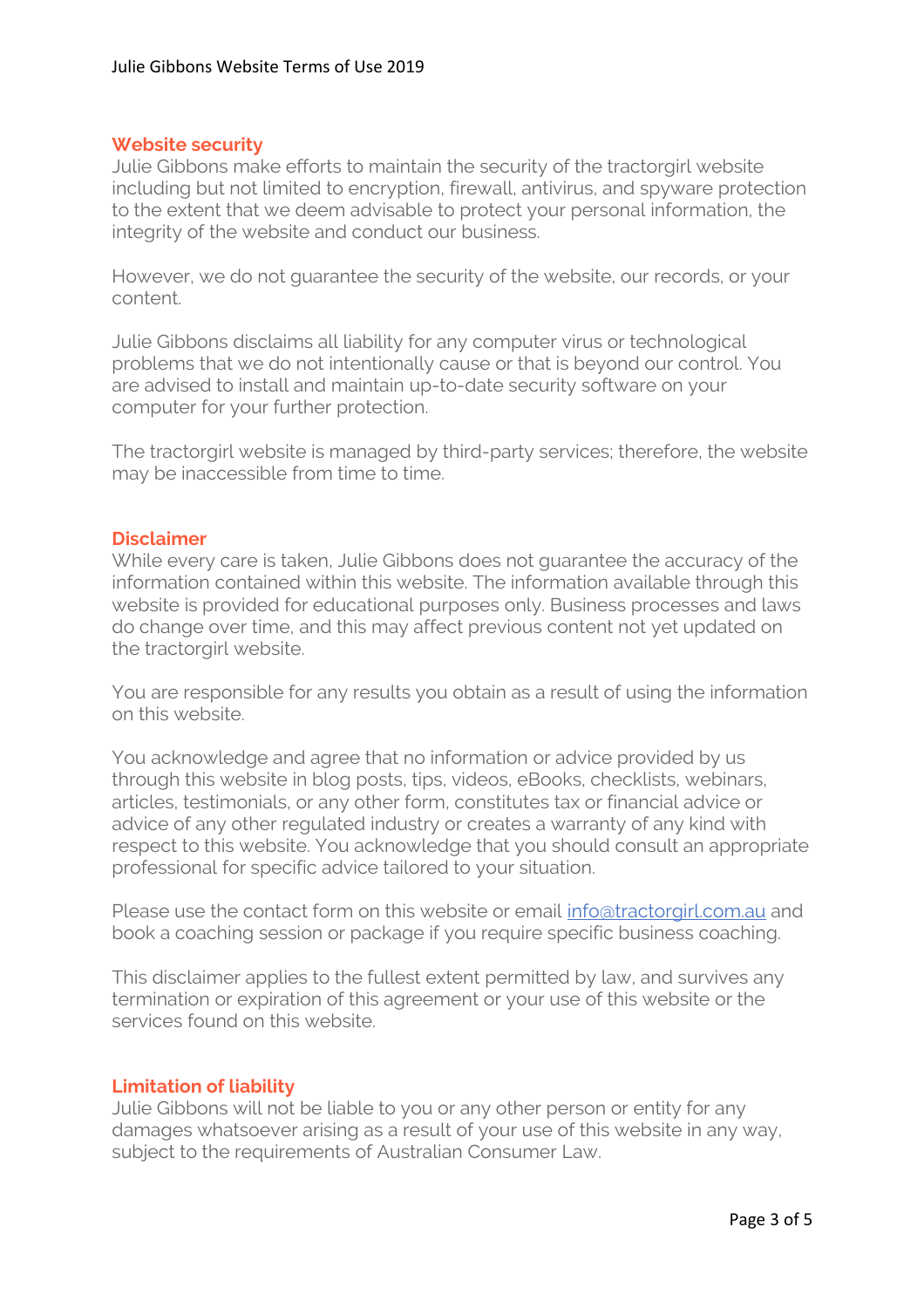## Website security

Julie Gibbons make efforts to maintain the security of the tractorgirl website including but not limited to encryption, firewall, antivirus, and spyware protection to the extent that we deem advisable to protect your personal information, the integrity of the website and conduct our business.

However, we do not guarantee the security of the website, our records, or your content.

Julie Gibbons disclaims all liability for any computer virus or technological problems that we do not intentionally cause or that is beyond our control. You are advised to install and maintain up-to-date security software on your computer for your further protection.

The tractorgirl website is managed by third-party services; therefore, the website may be inaccessible from time to time.

## Disclaimer

While every care is taken, Julie Gibbons does not guarantee the accuracy of the information contained within this website. The information available through this website is provided for educational purposes only. Business processes and laws do change over time, and this may affect previous content not yet updated on the tractorgirl website.

You are responsible for any results you obtain as a result of using the information on this website.

You acknowledge and agree that no information or advice provided by us through this website in blog posts, tips, videos, eBooks, checklists, webinars, articles, testimonials, or any other form, constitutes tax or financial advice or advice of any other regulated industry or creates a warranty of any kind with respect to this website. You acknowledge that you should consult an appropriate professional for specific advice tailored to your situation.

Please use the contact form on this website or email [info@tractorgirl.com.au](mailto:info@tractorgirl.com.au) and book a coaching session or package if you require specific business coaching.

This disclaimer applies to the fullest extent permitted by law, and survives any termination or expiration of this agreement or your use of this website or the services found on this website.

## Limitation of liability

Julie Gibbons will not be liable to you or any other person or entity for any damages whatsoever arising as a result of your use of this website in any way, subject to the requirements of Australian Consumer Law.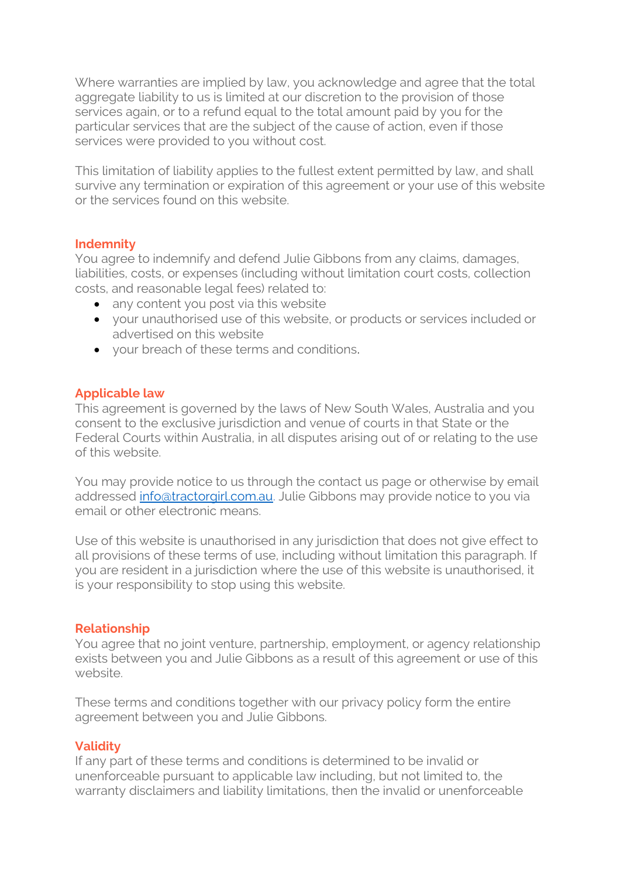Where warranties are implied by law, you acknowledge and agree that the total aggregate liability to us is limited at our discretion to the provision of those services again, or to a refund equal to the total amount paid by you for the particular services that are the subject of the cause of action, even if those services were provided to you without cost.

This limitation of liability applies to the fullest extent permitted by law, and shall survive any termination or expiration of this agreement or your use of this website or the services found on this website.

## Indemnity

You agree to indemnify and defend Julie Gibbons from any claims, damages, liabilities, costs, or expenses (including without limitation court costs, collection costs, and reasonable legal fees) related to:

- any content you post via this website
- your unauthorised use of this website, or products or services included or advertised on this website
- your breach of these terms and conditions.

## Applicable law

This agreement is governed by the laws of New South Wales, Australia and you consent to the exclusive jurisdiction and venue of courts in that State or the Federal Courts within Australia, in all disputes arising out of or relating to the use of this website.

You may provide notice to us through the contact us page or otherwise by email addressed info@tractorgirl.com.au. Julie Gibbons may provide notice to you via email or other electronic means.

Use of this website is unauthorised in any jurisdiction that does not give effect to all provisions of these terms of use, including without limitation this paragraph. If you are resident in a jurisdiction where the use of this website is unauthorised, it is your responsibility to stop using this website.

## Relationship

You agree that no joint venture, partnership, employment, or agency relationship exists between you and Julie Gibbons as a result of this agreement or use of this website.

These terms and conditions together with our privacy policy form the entire agreement between you and Julie Gibbons.

## Validity

If any part of these terms and conditions is determined to be invalid or unenforceable pursuant to applicable law including, but not limited to, the warranty disclaimers and liability limitations, then the invalid or unenforceable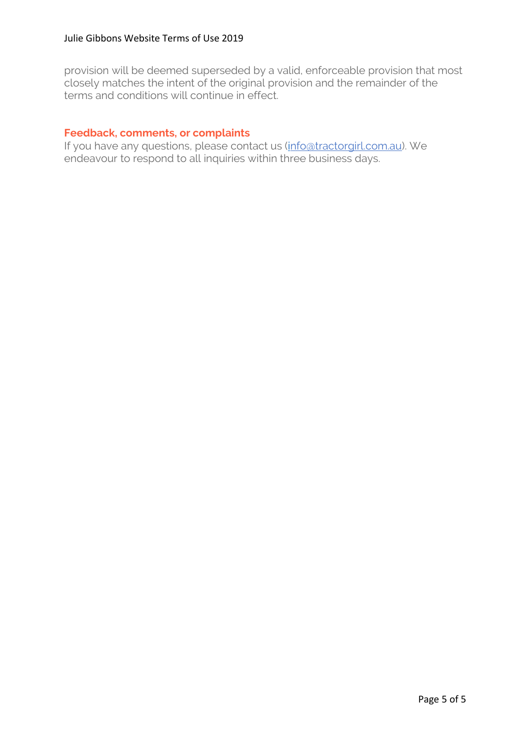provision will be deemed superseded by a valid, enforceable provision that most closely matches the intent of the original provision and the remainder of the terms and conditions will continue in effect.

## Feedback, comments, or complaints

If you have any questions, please contact us (info@tractorgirl.com.au). We endeavour to respond to all inquiries within three business days.